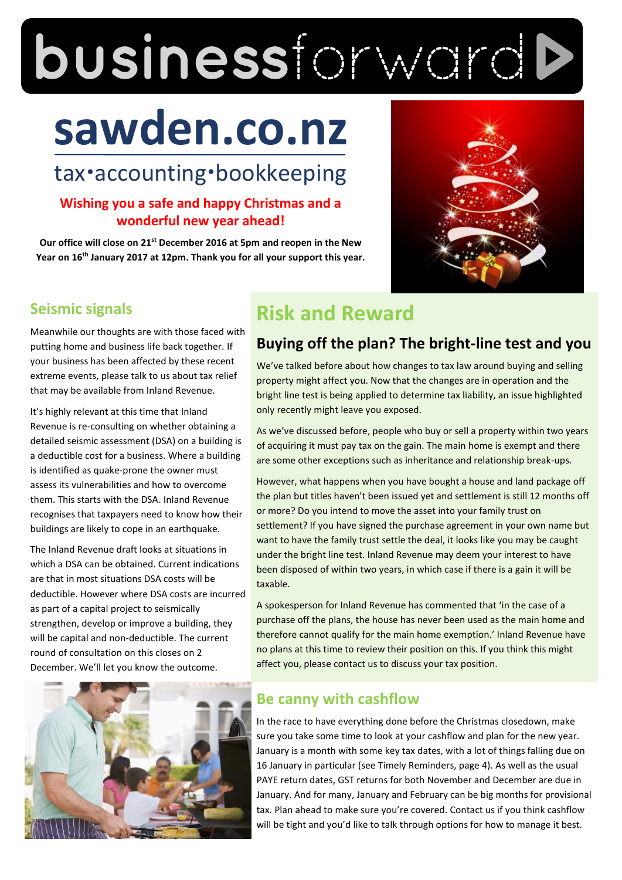# businessforward

# sawden.co.nz

tax•accounting•bookkeeping

**Wishing you a safe and happy Christmas and a wonderful new year ahead!**

**Our office will close on 21st December 2016 at 5pm and reopen in the New Year on 16th January 2017 at 12pm. Thank you for all your support this year.**

## Seismic signals

Meanwhile our thoughts are with those faced with putting home and business life back together. If your business has been affected by these recent extreme events, please talk to us about tax relief that may be available from Inland Revenue.

It's highly relevant at this time that Inland Revenue is re-consulting on whether obtaining a detailed seismic assessment (DSA) on a building is a deductible cost for a business. Where a building is identified as quake-prone the owner must assess its vulnerabilities and how to overcome them. This starts with the DSA. Inland Revenue recognises that taxpayers need to know how their buildings are likely to cope in an earthquake.

The Inland Revenue draft looks at situations in which a DSA can be obtained. Current indications are that in most situations DSA costs will be deductible. However where DSA costs are incurred as part of a capital project to seismically strengthen, develop or improve a building, they will be capital and non-deductible. The current round of consultation on this closes on 2 December. We'll let you know the outcome.

# Risk and Reward

## Buying off the plan? The bright-line test and you

We've talked before about how changes to tax law around buying and selling property might affect you. Now that the changes are in operation and the bright line test is being applied to determine tax liability, an issue highlighted only recently might leave you exposed.

As we've discussed before, people who buy or sell a property within two years of acquiring it must pay tax on the gain. The main home is exempt and there are some other exceptions such as inheritance and relationship break-ups.

However, what happens when you have bought a house and land package off the plan but titles haven't been issued yet and settlement is still 12 months off or more? Do you intend to move the asset into your family trust on settlement? If you have signed the purchase agreement in your own name but want to have the family trust settle the deal, it looks like you may be caught under the bright line test. Inland Revenue may deem your interest to have been disposed of within two years, in which case if there is a gain it will be taxable.

A spokesperson for Inland Revenue has commented that 'in the case of a purchase off the plans, the house has never been used as the main home and therefore cannot qualify for the main home exemption.' Inland Revenue have no plans at this time to review their position on this. If you think this might affect you, please contact us to discuss your tax position.

## Be canny with cashflow

In the race to have everything done before the Christmas closedown, make sure you take some time to look at your cashflow and plan for the new year. January is a month with some key tax dates, with a lot of things falling due on 16 January in particular (see Timely Reminders, page 4). As well as the usual PAYE return dates, GST returns for both November and December are due in January. And for many, January and February can be big months for provisional tax. Plan ahead to make sure you're covered. Contact us if you think cashflow will be tight and you'd like to talk through options for how to manage it best.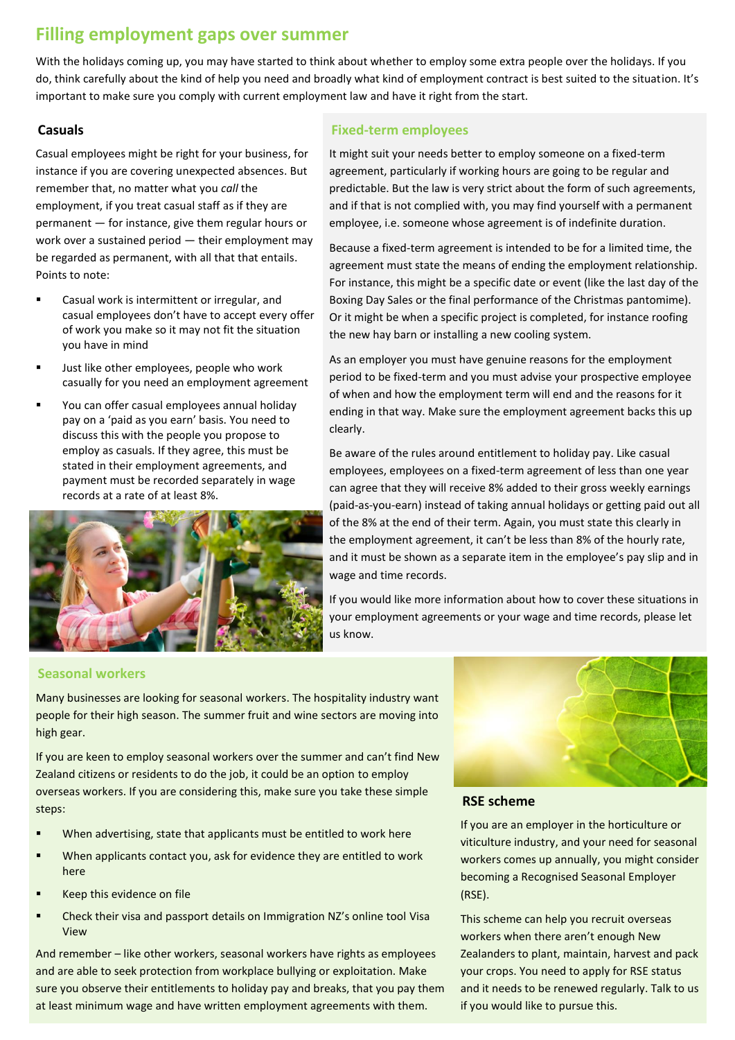# Filling employment gaps over summer

With the holidays coming up, you may have started to think about whether to employ some extra people over the holidays. If you do, think carefully about the kind of help you need and broadly what kind of employment contract is best suited to the situation. It's important to make sure you comply with current employment law and have it right from the start.

## Casuals

Casual employees might be right for your business, for instance if you are covering unexpected absences. But remember that, no matter what you *call* the employment, if you treat casual staff as if they are permanent — for instance, give them regular hours or work over a sustained period — their employment may be regarded as permanent, with all that that entails. Points to note:

- Casual work is intermittent or irregular, and casual employees don't have to accept every offer of work you make so it may not fit the situation you have in mind
- Just like other employees, people who work casually for you need an employment agreement
- You can offer casual employees annual holiday pay on a 'paid as you earn' basis. You need to discuss this with the people you propose to employ as casuals. If they agree, this must be stated in their employment agreements, and payment must be recorded separately in wage records at a rate of at least 8%.

## Fixed-term employees

It might suit your needs better to employ someone on a fixed-term agreement, particularly if working hours are going to be regular and predictable. But the law is very strict about the form of such agreements, and if that is not complied with, you may find yourself with a permanent employee, i.e. someone whose agreement is of indefinite duration.

Because a fixed-term agreement is intended to be for a limited time, the agreement must state the means of ending the employment relationship. For instance, this might be a specific date or event (like the last day of the Boxing Day Sales or the final performance of the Christmas pantomime). Or it might be when a specific project is completed, for instance roofing the new hay barn or installing a new cooling system.

As an employer you must have genuine reasons for the employment period to be fixed-term and you must advise your prospective employee of when and how the employment term will end and the reasons for it ending in that way. Make sure the employment agreement backs this up clearly.

Be aware of the rules around entitlement to holiday pay. Like casual employees, employees on a fixed-term agreement of less than one year can agree that they will receive 8% added to their gross weekly earnings (paid-as-you-earn) instead of taking annual holidays or getting paid out all of the 8% at the end of their term. Again, you must state this clearly in the employment agreement, it can't be less than 8% of the hourly rate, and it must be shown as a separate item in the employee's pay slip and in wage and time records.

If you would like more information about how to cover these situations in your employment agreements or your wage and time records, please let us know.

## Seasonal workers

Many businesses are looking for seasonal workers. The hospitality industry want people for their high season. The summer fruit and wine sectors are moving into high gear.

If you are keen to employ seasonal workers over the summer and can't find New Zealand citizens or residents to do the job, it could be an option to employ overseas workers. If you are considering this, make sure you take these simple steps:

- When advertising, state that applicants must be entitled to work here
- When applicants contact you, ask for evidence they are entitled to work here
- Keep this evidence on file
- Check their visa and passport details on Immigration NZ's online tool Visa View

And remember – like other workers, seasonal workers have rights as employees and are able to seek protection from workplace bullying or exploitation. Make sure you observe their entitlements to holiday pay and breaks, that you pay them at least minimum wage and have written employment agreements with them.

## RSE scheme

If you are an employer in the horticulture or viticulture industry, and your need for seasonal workers comes up annually, you might consider becoming a Recognised Seasonal Employer (RSE).

This scheme can help you recruit overseas workers when there aren't enough New Zealanders to plant, maintain, harvest and pack your crops. You need to apply for RSE status and it needs to be renewed regularly. Talk to us if you would like to pursue this.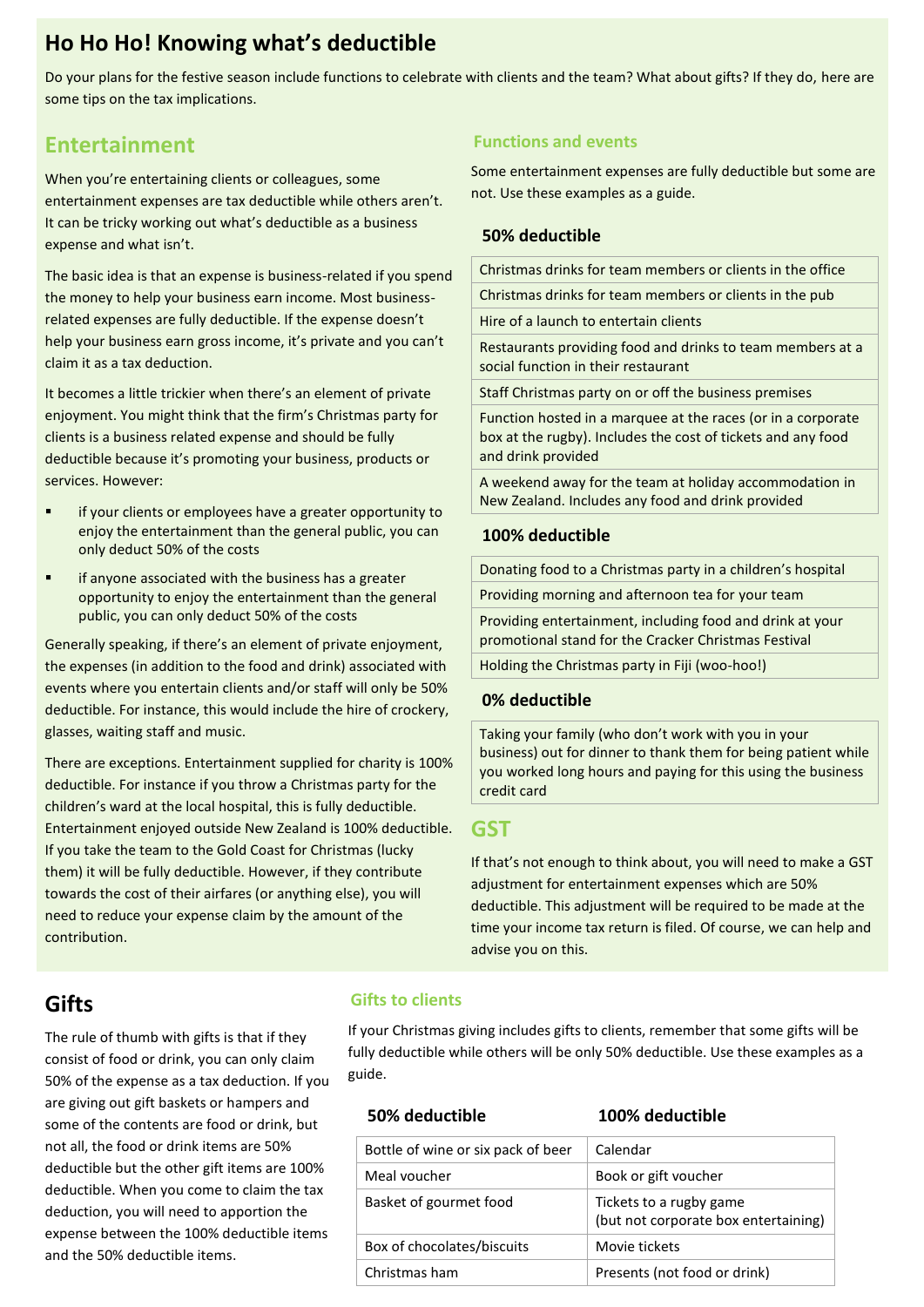# Ho Ho Ho! Knowing what's deductible

Do your plans for the festive season include functions to celebrate with clients and the team? What about gifts? If they do, here are some tips on the tax implications.

## Entertainment

When you're entertaining clients or colleagues, some entertainment expenses are tax deductible while others aren't. It can be tricky working out what's deductible as a business expense and what isn't.

The basic idea is that an expense is business-related if you spend the money to help your business earn income. Most business-related expenses are fully deductible. If the expense doesn't help your business earn gross income, it's private and you can't claim it as a tax deduction.

It becomes a little trickier when there's an element of private enjoyment. You might think that the firm's Christmas party for clients is a business related expense and should be fully deductible because it's promoting your business, products or services. However:

- if your clients or employees have a greater opportunity to enjoy the entertainment than the general public, you can only deduct 50% of the costs
- if anyone associated with the business has a greater opportunity to enjoy the entertainment than the general public, you can only deduct 50% of the costs

Generally speaking, if there's an element of private enjoyment, the expenses (in addition to the food and drink) associated with events where you entertain clients and/or staff will only be 50% deductible. For instance, this would include the hire of crockery, glasses, waiting staff and music.

There are exceptions. Entertainment supplied for charity is 100% deductible. For instance if you throw a Christmas party for the children's ward at the local hospital, this is fully deductible. Entertainment enjoyed outside New Zealand is 100% deductible. If you take the team to the Gold Coast for Christmas (lucky them) it will be fully deductible. However, if they contribute towards the cost of their airfares (or anything else), you will need to reduce your expense claim by the amount of the contribution.

### Functions and events

Some entertainment expenses are fully deductible but some are not. Use these examples as a guide.

#### 50% deductible

| |
|---|
| Christmas drinks for team members or clients in the office |
| Christmas drinks for team members or clients in the pub |
| Hire of a launch to entertain clients |
| Restaurants providing food and drinks to team members at a social function in their restaurant |
| Staff Christmas party on or off the business premises |
| Function hosted in a marquee at the races (or in a corporate box at the rugby). Includes the cost of tickets and any food and drink provided |
| A weekend away for the team at holiday accommodation in New Zealand. Includes any food and drink provided |

#### 100% deductible

| |
|---|
| Donating food to a Christmas party in a children's hospital |
| Providing morning and afternoon tea for your team |
| Providing entertainment, including food and drink at your promotional stand for the Cracker Christmas Festival |
| Holding the Christmas party in Fiji (woo-hoo!) |

#### 0% deductible

| |
|---|
| Taking your family (who don't work with you in your business) out for dinner to thank them for being patient while you worked long hours and paying for this using the business credit card |

## GST

If that's not enough to think about, you will need to make a GST adjustment for entertainment expenses which are 50% deductible. This adjustment will be required to be made at the time your income tax return is filed. Of course, we can help and advise you on this.

## Gifts

The rule of thumb with gifts is that if they consist of food or drink, you can only claim 50% of the expense as a tax deduction. If you are giving out gift baskets or hampers and some of the contents are food or drink, but not all, the food or drink items are 50% deductible but the other gift items are 100% deductible. When you come to claim the tax deduction, you will need to apportion the expense between the 100% deductible items and the 50% deductible items.

### Gifts to clients

If your Christmas giving includes gifts to clients, remember that some gifts will be fully deductible while others will be only 50% deductible. Use these examples as a guide.

| 50% deductible | 100% deductible |
|---|---|
| Bottle of wine or six pack of beer | Calendar |
| Meal voucher | Book or gift voucher |
| Basket of gourmet food | Tickets to a rugby game (but not corporate box entertaining) |
| Box of chocolates/biscuits | Movie tickets |
| Christmas ham | Presents (not food or drink) |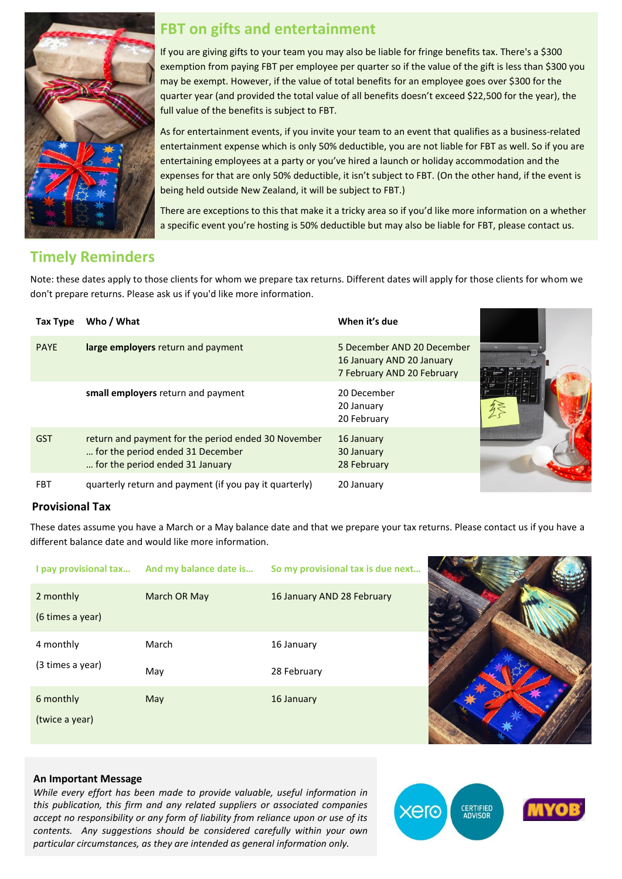## FBT on gifts and entertainment

If you are giving gifts to your team you may also be liable for fringe benefits tax. There's a $300 exemption from paying FBT per employee per quarter so if the value of the gift is less than $300 you may be exempt. However, if the value of total benefits for an employee goes over $300 for the quarter year (and provided the total value of all benefits doesn't exceed $22,500 for the year), the full value of the benefits is subject to FBT.

As for entertainment events, if you invite your team to an event that qualifies as a business-related entertainment expense which is only 50% deductible, you are not liable for FBT as well. So if you are entertaining employees at a party or you've hired a launch or holiday accommodation and the expenses for that are only 50% deductible, it isn't subject to FBT. (On the other hand, if the event is being held outside New Zealand, it will be subject to FBT.)

There are exceptions to this that make it a tricky area so if you'd like more information on a whether a specific event you're hosting is 50% deductible but may also be liable for FBT, please contact us.

## Timely Reminders

Note: these dates apply to those clients for whom we prepare tax returns. Different dates will apply for those clients for whom we don't prepare returns. Please ask us if you'd like more information.

| Tax Type | Who / What | When it's due |
|---|---|---|
| PAYE | **large employers** return and payment | 5 December AND 20 December<br>16 January AND 20 January<br>7 February AND 20 February |
| | **small employers** return and payment | 20 December<br>20 January<br>20 February |
| GST | return and payment for the period ended 30 November<br>… for the period ended 31 December<br>… for the period ended 31 January | 16 January<br>30 January<br>28 February |
| FBT | quarterly return and payment (if you pay it quarterly) | 20 January |

### Provisional Tax

These dates assume you have a March or a May balance date and that we prepare your tax returns. Please contact us if you have a different balance date and would like more information.

| I pay provisional tax… | And my balance date is… | So my provisional tax is due next… |
|---|---|---|
| 2 monthly<br>(6 times a year) | March OR May | 16 January AND 28 February |
| 4 monthly<br>(3 times a year) | March<br>May | 16 January<br>28 February |
| 6 monthly<br>(twice a year) | May | 16 January |

**An Important Message**

*While every effort has been made to provide valuable, useful information in this publication, this firm and any related suppliers or associated companies accept no responsibility or any form of liability from reliance upon or use of its contents. Any suggestions should be considered carefully within your own particular circumstances, as they are intended as general information only.*